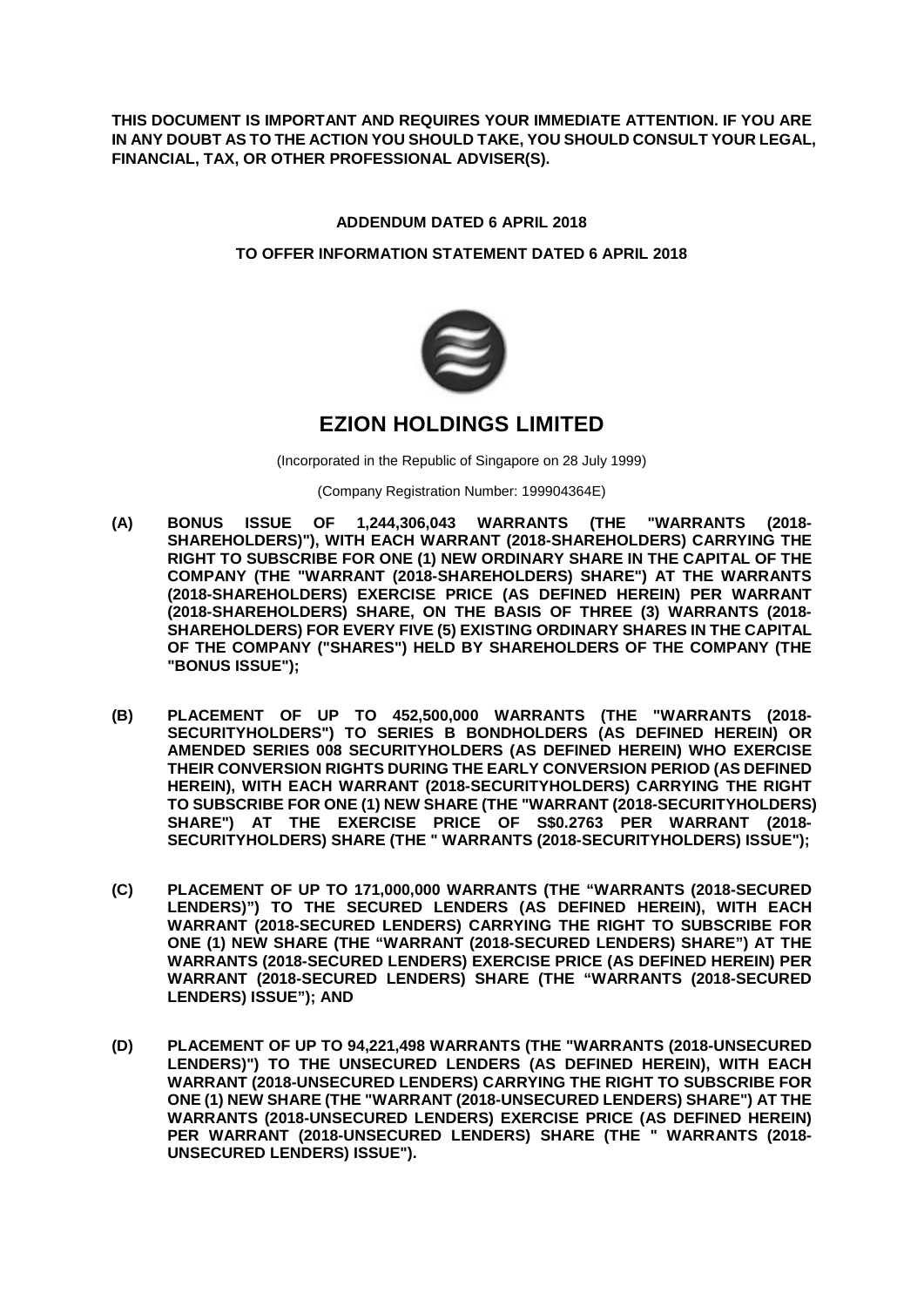**THIS DOCUMENT IS IMPORTANT AND REQUIRES YOUR IMMEDIATE ATTENTION. IF YOU ARE IN ANY DOUBT AS TO THE ACTION YOU SHOULD TAKE, YOU SHOULD CONSULT YOUR LEGAL, FINANCIAL, TAX, OR OTHER PROFESSIONAL ADVISER(S).**

**ADDENDUM DATED 6 APRIL 2018**

**TO OFFER INFORMATION STATEMENT DATED 6 APRIL 2018**

# EZION HOLDINGS LIMITED

(Incorporated in the Republic of Singapore on 28 July 1999)

(Company Registration Number: 199904364E)

**(A) BONUS ISSUE OF 1,244,306,043 WARRANTS (THE "WARRANTS (2018-SHAREHOLDERS)"), WITH EACH WARRANT (2018-SHAREHOLDERS) CARRYING THE RIGHT TO SUBSCRIBE FOR ONE (1) NEW ORDINARY SHARE IN THE CAPITAL OF THE COMPANY (THE "WARRANT (2018-SHAREHOLDERS) SHARE") AT THE WARRANTS (2018-SHAREHOLDERS) EXERCISE PRICE (AS DEFINED HEREIN) PER WARRANT (2018-SHAREHOLDERS) SHARE, ON THE BASIS OF THREE (3) WARRANTS (2018-SHAREHOLDERS) FOR EVERY FIVE (5) EXISTING ORDINARY SHARES IN THE CAPITAL OF THE COMPANY ("SHARES") HELD BY SHAREHOLDERS OF THE COMPANY (THE "BONUS ISSUE");**

**(B) PLACEMENT OF UP TO 452,500,000 WARRANTS (THE "WARRANTS (2018-SECURITYHOLDERS") TO SERIES B BONDHOLDERS (AS DEFINED HEREIN) OR AMENDED SERIES 008 SECURITYHOLDERS (AS DEFINED HEREIN) WHO EXERCISE THEIR CONVERSION RIGHTS DURING THE EARLY CONVERSION PERIOD (AS DEFINED HEREIN), WITH EACH WARRANT (2018-SECURITYHOLDERS) CARRYING THE RIGHT TO SUBSCRIBE FOR ONE (1) NEW SHARE (THE "WARRANT (2018-SECURITYHOLDERS) SHARE") AT THE EXERCISE PRICE OF S$0.2763 PER WARRANT (2018-SECURITYHOLDERS) SHARE (THE " WARRANTS (2018-SECURITYHOLDERS) ISSUE");**

**(C) PLACEMENT OF UP TO 171,000,000 WARRANTS (THE "WARRANTS (2018-SECURED LENDERS)") TO THE SECURED LENDERS (AS DEFINED HEREIN), WITH EACH WARRANT (2018-SECURED LENDERS) CARRYING THE RIGHT TO SUBSCRIBE FOR ONE (1) NEW SHARE (THE "WARRANT (2018-SECURED LENDERS) SHARE") AT THE WARRANTS (2018-SECURED LENDERS) EXERCISE PRICE (AS DEFINED HEREIN) PER WARRANT (2018-SECURED LENDERS) SHARE (THE "WARRANTS (2018-SECURED LENDERS) ISSUE"); AND**

**(D) PLACEMENT OF UP TO 94,221,498 WARRANTS (THE "WARRANTS (2018-UNSECURED LENDERS)") TO THE UNSECURED LENDERS (AS DEFINED HEREIN), WITH EACH WARRANT (2018-UNSECURED LENDERS) CARRYING THE RIGHT TO SUBSCRIBE FOR ONE (1) NEW SHARE (THE "WARRANT (2018-UNSECURED LENDERS) SHARE") AT THE WARRANTS (2018-UNSECURED LENDERS) EXERCISE PRICE (AS DEFINED HEREIN) PER WARRANT (2018-UNSECURED LENDERS) SHARE (THE " WARRANTS (2018-UNSECURED LENDERS) ISSUE").**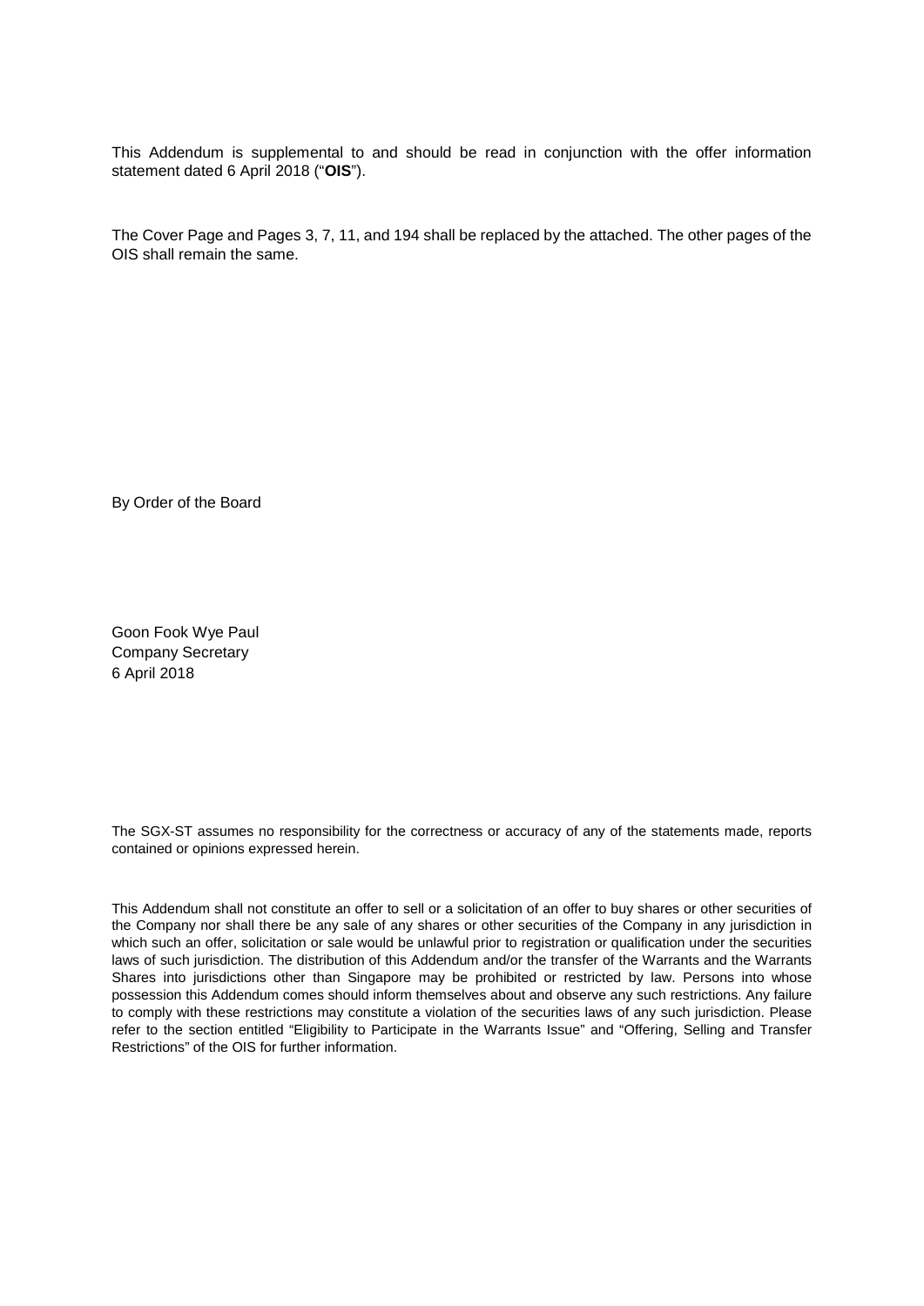This Addendum is supplemental to and should be read in conjunction with the offer information statement dated 6 April 2018 ("**OIS**").

The Cover Page and Pages 3, 7, 11, and 194 shall be replaced by the attached. The other pages of the OIS shall remain the same.

By Order of the Board

Goon Fook Wye Paul
Company Secretary
6 April 2018

The SGX-ST assumes no responsibility for the correctness or accuracy of any of the statements made, reports contained or opinions expressed herein.

This Addendum shall not constitute an offer to sell or a solicitation of an offer to buy shares or other securities of the Company nor shall there be any sale of any shares or other securities of the Company in any jurisdiction in which such an offer, solicitation or sale would be unlawful prior to registration or qualification under the securities laws of such jurisdiction. The distribution of this Addendum and/or the transfer of the Warrants and the Warrants Shares into jurisdictions other than Singapore may be prohibited or restricted by law. Persons into whose possession this Addendum comes should inform themselves about and observe any such restrictions. Any failure to comply with these restrictions may constitute a violation of the securities laws of any such jurisdiction. Please refer to the section entitled "Eligibility to Participate in the Warrants Issue" and "Offering, Selling and Transfer Restrictions" of the OIS for further information.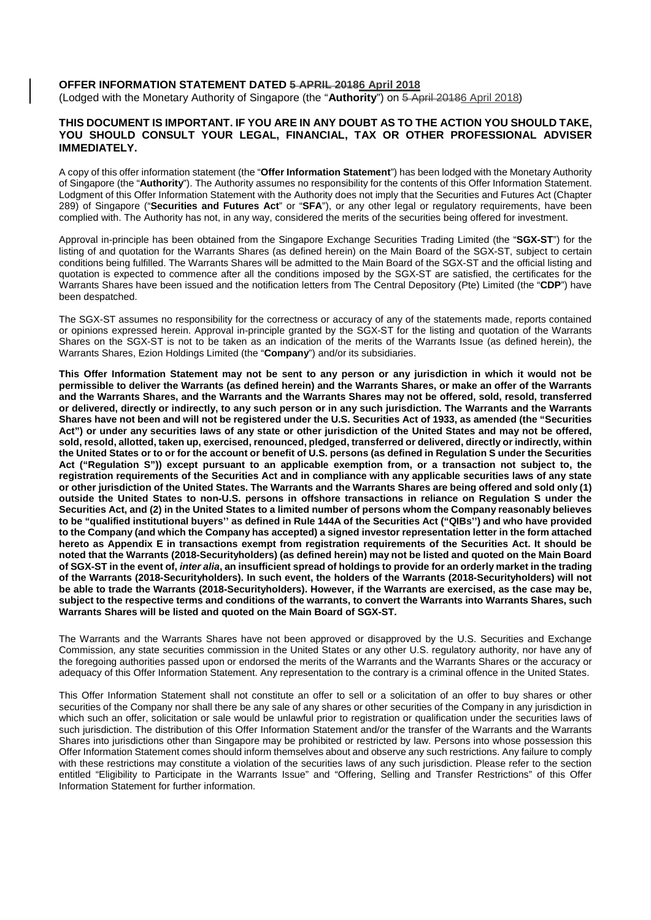**OFFER INFORMATION STATEMENT DATED ~~5 APRIL 2018~~6 April 2018**

(Lodged with the Monetary Authority of Singapore (the "**Authority**") on ~~5 April 2018~~6 April 2018)

**THIS DOCUMENT IS IMPORTANT. IF YOU ARE IN ANY DOUBT AS TO THE ACTION YOU SHOULD TAKE, YOU SHOULD CONSULT YOUR LEGAL, FINANCIAL, TAX OR OTHER PROFESSIONAL ADVISER IMMEDIATELY.**

A copy of this offer information statement (the "**Offer Information Statement**") has been lodged with the Monetary Authority of Singapore (the "**Authority**"). The Authority assumes no responsibility for the contents of this Offer Information Statement. Lodgment of this Offer Information Statement with the Authority does not imply that the Securities and Futures Act (Chapter 289) of Singapore ("**Securities and Futures Act**" or "**SFA**"), or any other legal or regulatory requirements, have been complied with. The Authority has not, in any way, considered the merits of the securities being offered for investment.

Approval in-principle has been obtained from the Singapore Exchange Securities Trading Limited (the "**SGX-ST**") for the listing of and quotation for the Warrants Shares (as defined herein) on the Main Board of the SGX-ST, subject to certain conditions being fulfilled. The Warrants Shares will be admitted to the Main Board of the SGX-ST and the official listing and quotation is expected to commence after all the conditions imposed by the SGX-ST are satisfied, the certificates for the Warrants Shares have been issued and the notification letters from The Central Depository (Pte) Limited (the "**CDP**") have been despatched.

The SGX-ST assumes no responsibility for the correctness or accuracy of any of the statements made, reports contained or opinions expressed herein. Approval in-principle granted by the SGX-ST for the listing and quotation of the Warrants Shares on the SGX-ST is not to be taken as an indication of the merits of the Warrants Issue (as defined herein), the Warrants Shares, Ezion Holdings Limited (the "**Company**") and/or its subsidiaries.

**This Offer Information Statement may not be sent to any person or any jurisdiction in which it would not be permissible to deliver the Warrants (as defined herein) and the Warrants Shares, or make an offer of the Warrants and the Warrants Shares, and the Warrants and the Warrants Shares may not be offered, sold, resold, transferred or delivered, directly or indirectly, to any such person or in any such jurisdiction. The Warrants and the Warrants Shares have not been and will not be registered under the U.S. Securities Act of 1933, as amended (the "Securities Act") or under any securities laws of any state or other jurisdiction of the United States and may not be offered, sold, resold, allotted, taken up, exercised, renounced, pledged, transferred or delivered, directly or indirectly, within the United States or to or for the account or benefit of U.S. persons (as defined in Regulation S under the Securities Act ("Regulation S")) except pursuant to an applicable exemption from, or a transaction not subject to, the registration requirements of the Securities Act and in compliance with any applicable securities laws of any state or other jurisdiction of the United States. The Warrants and the Warrants Shares are being offered and sold only (1) outside the United States to non-U.S. persons in offshore transactions in reliance on Regulation S under the Securities Act, and (2) in the United States to a limited number of persons whom the Company reasonably believes to be "qualified institutional buyers'' as defined in Rule 144A of the Securities Act ("QIBs'') and who have provided to the Company (and which the Company has accepted) a signed investor representation letter in the form attached hereto as Appendix E in transactions exempt from registration requirements of the Securities Act. It should be noted that the Warrants (2018-Securityholders) (as defined herein) may not be listed and quoted on the Main Board of SGX-ST in the event of, *inter alia*, an insufficient spread of holdings to provide for an orderly market in the trading of the Warrants (2018-Securityholders). In such event, the holders of the Warrants (2018-Securityholders) will not be able to trade the Warrants (2018-Securityholders). However, if the Warrants are exercised, as the case may be, subject to the respective terms and conditions of the warrants, to convert the Warrants into Warrants Shares, such Warrants Shares will be listed and quoted on the Main Board of SGX-ST.**

The Warrants and the Warrants Shares have not been approved or disapproved by the U.S. Securities and Exchange Commission, any state securities commission in the United States or any other U.S. regulatory authority, nor have any of the foregoing authorities passed upon or endorsed the merits of the Warrants and the Warrants Shares or the accuracy or adequacy of this Offer Information Statement. Any representation to the contrary is a criminal offence in the United States.

This Offer Information Statement shall not constitute an offer to sell or a solicitation of an offer to buy shares or other securities of the Company nor shall there be any sale of any shares or other securities of the Company in any jurisdiction in which such an offer, solicitation or sale would be unlawful prior to registration or qualification under the securities laws of such jurisdiction. The distribution of this Offer Information Statement and/or the transfer of the Warrants and the Warrants Shares into jurisdictions other than Singapore may be prohibited or restricted by law. Persons into whose possession this Offer Information Statement comes should inform themselves about and observe any such restrictions. Any failure to comply with these restrictions may constitute a violation of the securities laws of any such jurisdiction. Please refer to the section entitled "Eligibility to Participate in the Warrants Issue" and "Offering, Selling and Transfer Restrictions" of this Offer Information Statement for further information.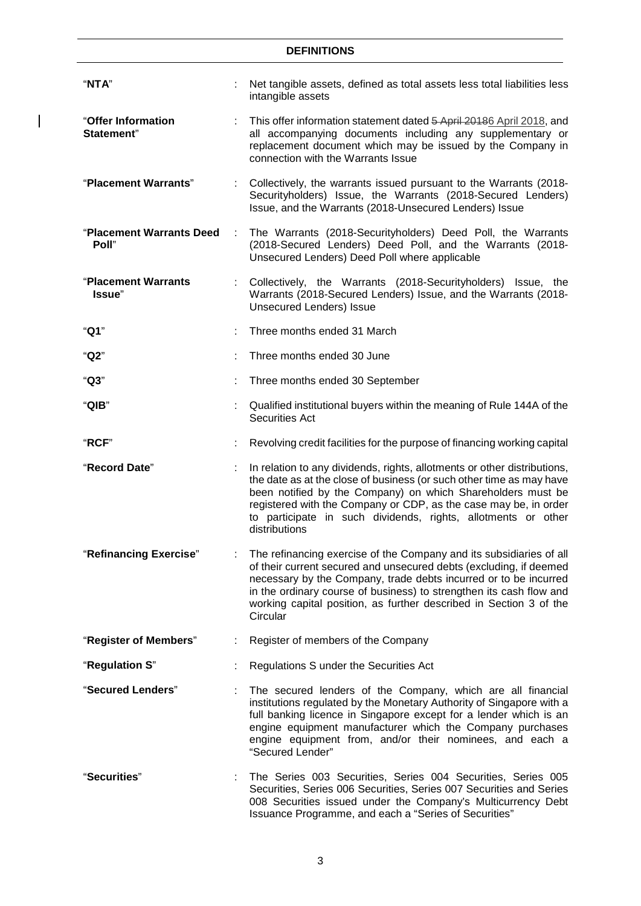## DEFINITIONS

| | | |
|---|---|---|
| "**NTA**" | : | Net tangible assets, defined as total assets less total liabilities less intangible assets |
| "**Offer Information Statement**" | : | This offer information statement dated ~~5 April 2018~~6 April 2018, and all accompanying documents including any supplementary or replacement document which may be issued by the Company in connection with the Warrants Issue |
| "**Placement Warrants**" | : | Collectively, the warrants issued pursuant to the Warrants (2018-Securityholders) Issue, the Warrants (2018-Secured Lenders) Issue, and the Warrants (2018-Unsecured Lenders) Issue |
| "**Placement Warrants Deed Poll**" | : | The Warrants (2018-Securityholders) Deed Poll, the Warrants (2018-Secured Lenders) Deed Poll, and the Warrants (2018-Unsecured Lenders) Deed Poll where applicable |
| "**Placement Warrants Issue**" | : | Collectively, the Warrants (2018-Securityholders) Issue, the Warrants (2018-Secured Lenders) Issue, and the Warrants (2018-Unsecured Lenders) Issue |
| "**Q1**" | : | Three months ended 31 March |
| "**Q2**" | : | Three months ended 30 June |
| "**Q3**" | : | Three months ended 30 September |
| "**QIB**" | : | Qualified institutional buyers within the meaning of Rule 144A of the Securities Act |
| "**RCF**" | : | Revolving credit facilities for the purpose of financing working capital |
| "**Record Date**" | : | In relation to any dividends, rights, allotments or other distributions, the date as at the close of business (or such other time as may have been notified by the Company) on which Shareholders must be registered with the Company or CDP, as the case may be, in order to participate in such dividends, rights, allotments or other distributions |
| "**Refinancing Exercise**" | : | The refinancing exercise of the Company and its subsidiaries of all of their current secured and unsecured debts (excluding, if deemed necessary by the Company, trade debts incurred or to be incurred in the ordinary course of business) to strengthen its cash flow and working capital position, as further described in Section 3 of the Circular |
| "**Register of Members**" | : | Register of members of the Company |
| "**Regulation S**" | : | Regulations S under the Securities Act |
| "**Secured Lenders**" | : | The secured lenders of the Company, which are all financial institutions regulated by the Monetary Authority of Singapore with a full banking licence in Singapore except for a lender which is an engine equipment manufacturer which the Company purchases engine equipment from, and/or their nominees, and each a "Secured Lender" |
| "**Securities**" | : | The Series 003 Securities, Series 004 Securities, Series 005 Securities, Series 006 Securities, Series 007 Securities and Series 008 Securities issued under the Company's Multicurrency Debt Issuance Programme, and each a "Series of Securities" |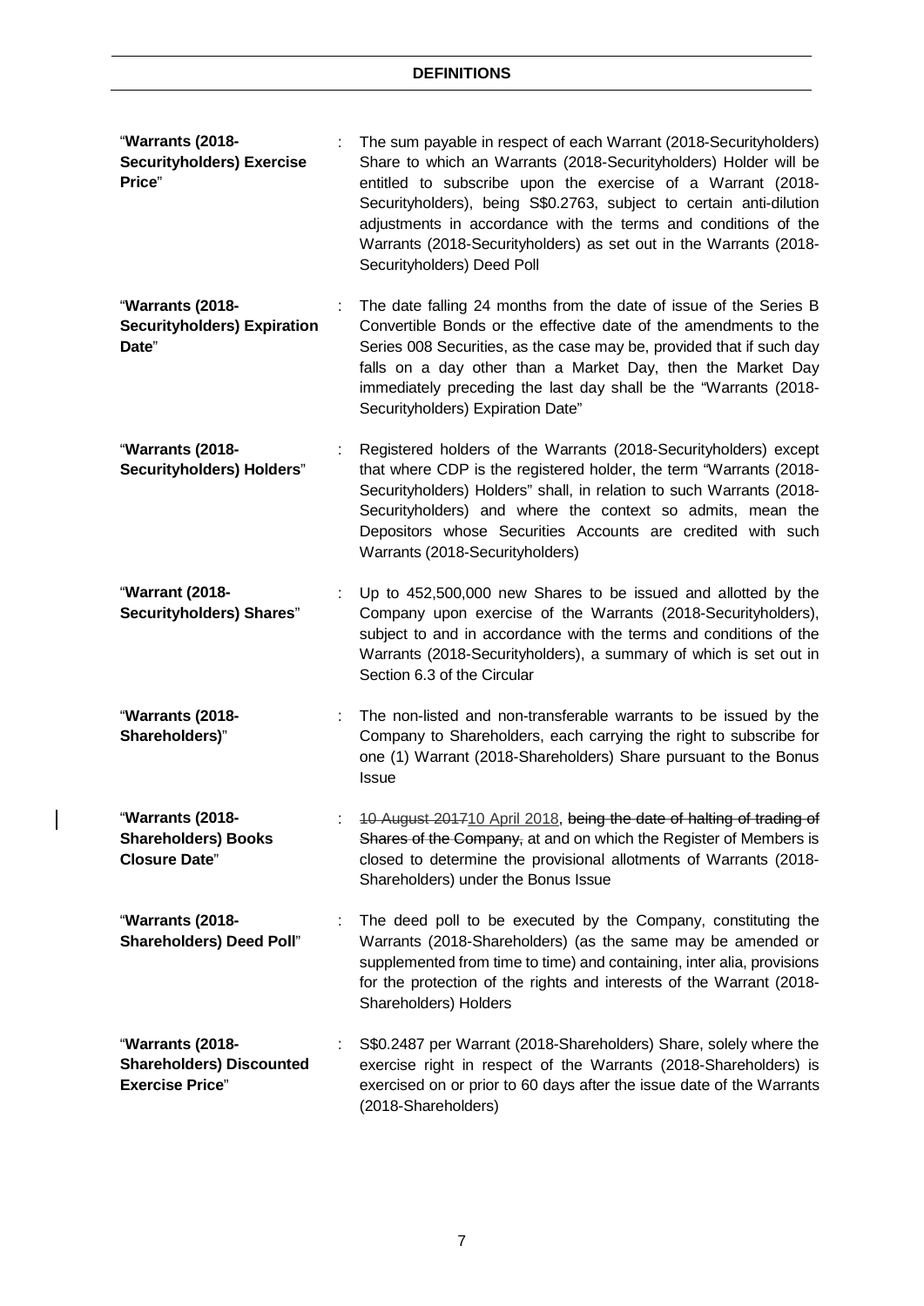## DEFINITIONS

| | | |
|---|---|---|
| "**Warrants (2018-Securityholders) Exercise Price**" | : | The sum payable in respect of each Warrant (2018-Securityholders) Share to which an Warrants (2018-Securityholders) Holder will be entitled to subscribe upon the exercise of a Warrant (2018-Securityholders), being S$0.2763, subject to certain anti-dilution adjustments in accordance with the terms and conditions of the Warrants (2018-Securityholders) as set out in the Warrants (2018-Securityholders) Deed Poll |
| "**Warrants (2018-Securityholders) Expiration Date**" | : | The date falling 24 months from the date of issue of the Series B Convertible Bonds or the effective date of the amendments to the Series 008 Securities, as the case may be, provided that if such day falls on a day other than a Market Day, then the Market Day immediately preceding the last day shall be the "Warrants (2018-Securityholders) Expiration Date" |
| "**Warrants (2018-Securityholders) Holders**" | : | Registered holders of the Warrants (2018-Securityholders) except that where CDP is the registered holder, the term "Warrants (2018-Securityholders) Holders" shall, in relation to such Warrants (2018-Securityholders) and where the context so admits, mean the Depositors whose Securities Accounts are credited with such Warrants (2018-Securityholders) |
| "**Warrant (2018-Securityholders) Shares**" | : | Up to 452,500,000 new Shares to be issued and allotted by the Company upon exercise of the Warrants (2018-Securityholders), subject to and in accordance with the terms and conditions of the Warrants (2018-Securityholders), a summary of which is set out in Section 6.3 of the Circular |
| "**Warrants (2018-Shareholders)**" | : | The non-listed and non-transferable warrants to be issued by the Company to Shareholders, each carrying the right to subscribe for one (1) Warrant (2018-Shareholders) Share pursuant to the Bonus Issue |
| "**Warrants (2018-Shareholders) Books Closure Date**" | : | ~~10 August 2017~~10 April 2018, ~~being the date of halting of trading of Shares of the Company,~~ at and on which the Register of Members is closed to determine the provisional allotments of Warrants (2018-Shareholders) under the Bonus Issue |
| "**Warrants (2018-Shareholders) Deed Poll**" | : | The deed poll to be executed by the Company, constituting the Warrants (2018-Shareholders) (as the same may be amended or supplemented from time to time) and containing, inter alia, provisions for the protection of the rights and interests of the Warrant (2018-Shareholders) Holders |
| "**Warrants (2018-Shareholders) Discounted Exercise Price**" | : | S$0.2487 per Warrant (2018-Shareholders) Share, solely where the exercise right in respect of the Warrants (2018-Shareholders) is exercised on or prior to 60 days after the issue date of the Warrants (2018-Shareholders) |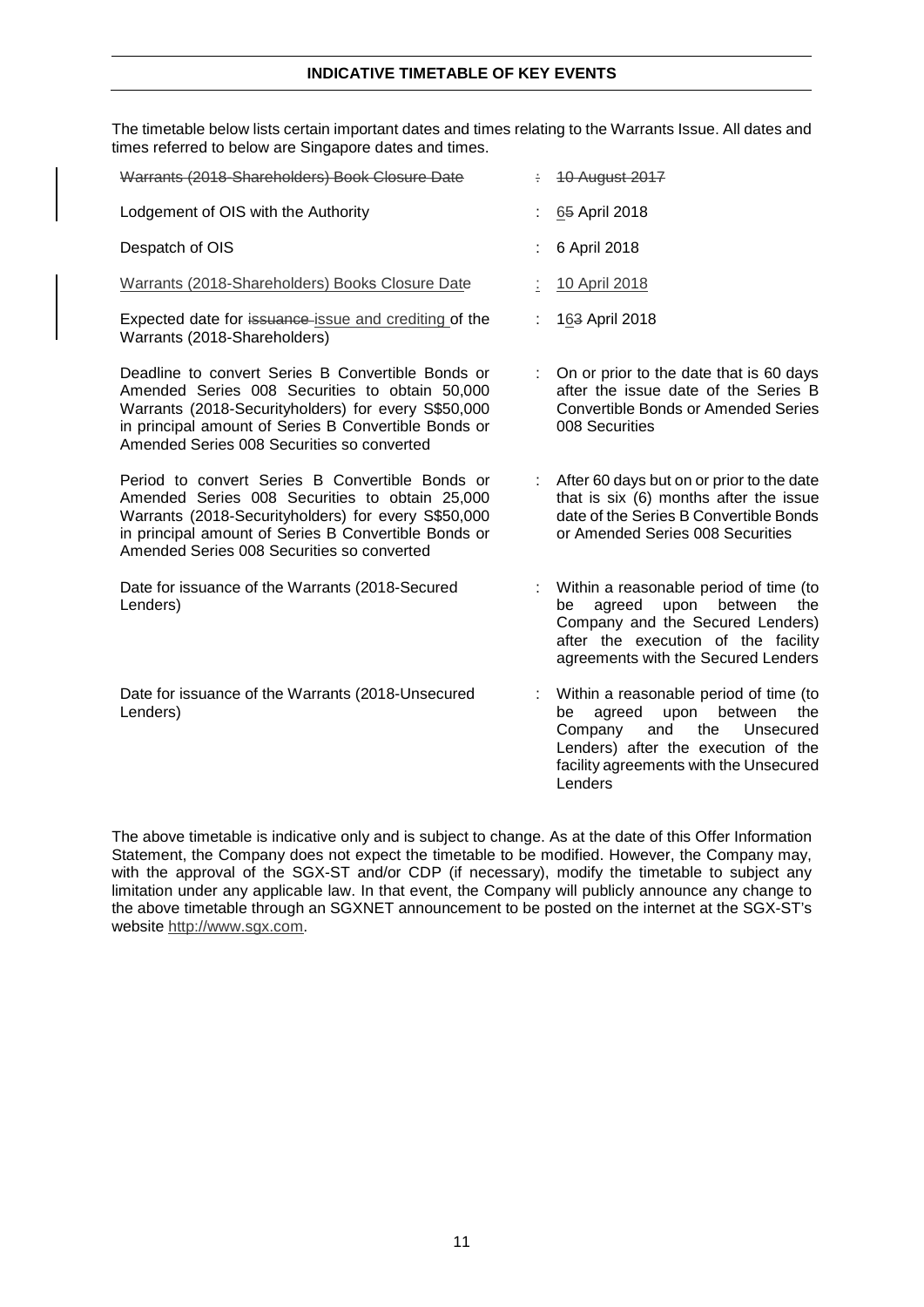## INDICATIVE TIMETABLE OF KEY EVENTS

The timetable below lists certain important dates and times relating to the Warrants Issue. All dates and times referred to below are Singapore dates and times.

| | | |
|---|---|---|
| ~~Warrants (2018-Shareholders) Book Closure Date~~ | ~~:~~ | ~~10 August 2017~~ |
| Lodgement of OIS with the Authority | : | <u>6</u>~~5~~ April 2018 |
| Despatch of OIS | : | 6 April 2018 |
| <u>Warrants (2018-Shareholders) Books Closure Date</u> | <u>:</u> | <u>10 April 2018</u> |
| Expected date for ~~issuance~~ <u>issue and crediting</u> of the Warrants (2018-Shareholders) | : | 1<u>6</u>~~3~~ April 2018 |
| Deadline to convert Series B Convertible Bonds or Amended Series 008 Securities to obtain 50,000 Warrants (2018-Securityholders) for every S$50,000 in principal amount of Series B Convertible Bonds or Amended Series 008 Securities so converted | : | On or prior to the date that is 60 days after the issue date of the Series B Convertible Bonds or Amended Series 008 Securities |
| Period to convert Series B Convertible Bonds or Amended Series 008 Securities to obtain 25,000 Warrants (2018-Securityholders) for every S$50,000 in principal amount of Series B Convertible Bonds or Amended Series 008 Securities so converted | : | After 60 days but on or prior to the date that is six (6) months after the issue date of the Series B Convertible Bonds or Amended Series 008 Securities |
| Date for issuance of the Warrants (2018-Secured Lenders) | : | Within a reasonable period of time (to be agreed upon between the Company and the Secured Lenders) after the execution of the facility agreements with the Secured Lenders |
| Date for issuance of the Warrants (2018-Unsecured Lenders) | : | Within a reasonable period of time (to be agreed upon between the Company and the Unsecured Lenders) after the execution of the facility agreements with the Unsecured Lenders |

The above timetable is indicative only and is subject to change. As at the date of this Offer Information Statement, the Company does not expect the timetable to be modified. However, the Company may, with the approval of the SGX-ST and/or CDP (if necessary), modify the timetable to subject any limitation under any applicable law. In that event, the Company will publicly announce any change to the above timetable through an SGXNET announcement to be posted on the internet at the SGX-ST's website http://www.sgx.com.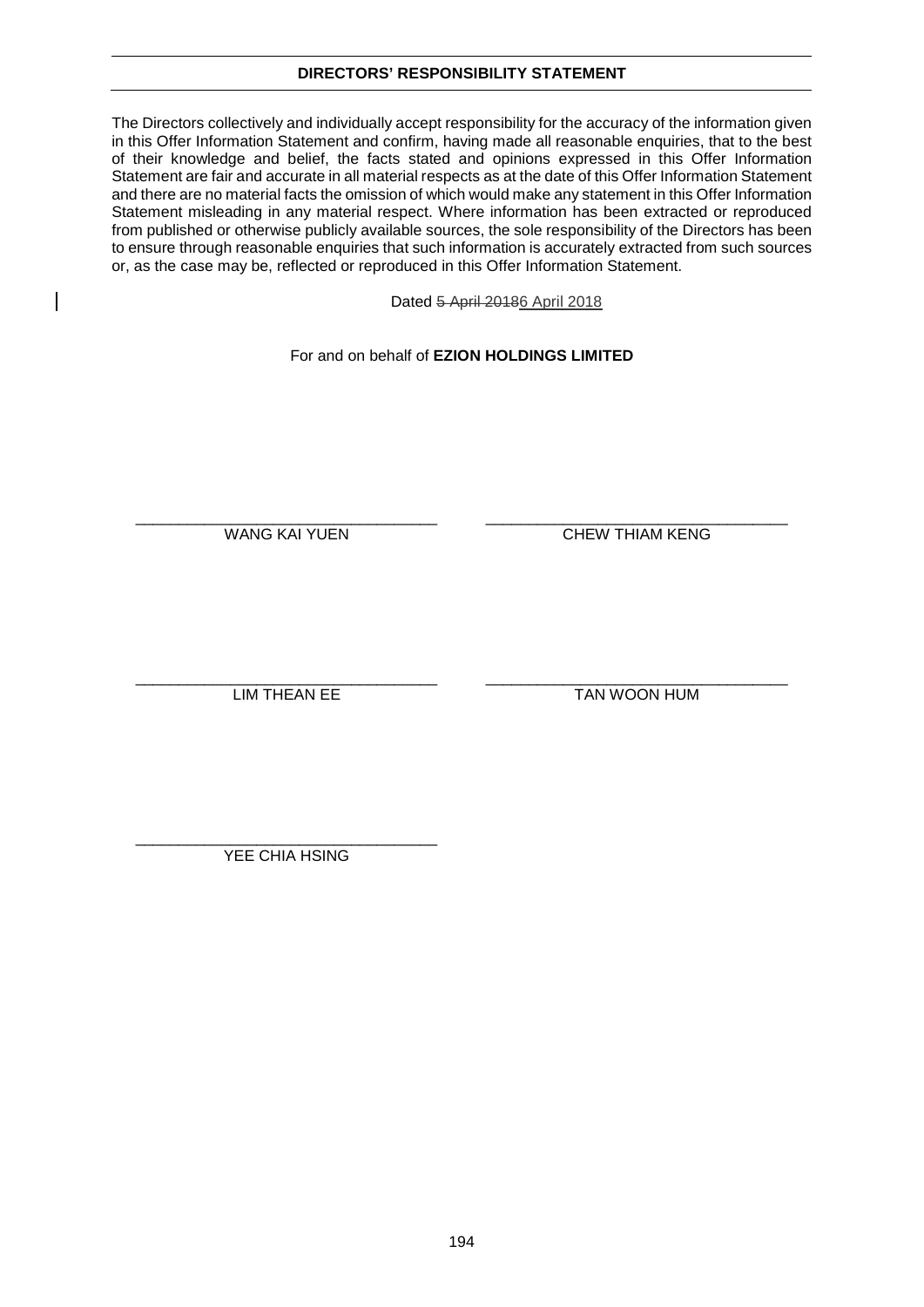## DIRECTORS' RESPONSIBILITY STATEMENT

The Directors collectively and individually accept responsibility for the accuracy of the information given in this Offer Information Statement and confirm, having made all reasonable enquiries, that to the best of their knowledge and belief, the facts stated and opinions expressed in this Offer Information Statement are fair and accurate in all material respects as at the date of this Offer Information Statement and there are no material facts the omission of which would make any statement in this Offer Information Statement misleading in any material respect. Where information has been extracted or reproduced from published or otherwise publicly available sources, the sole responsibility of the Directors has been to ensure through reasonable enquiries that such information is accurately extracted from such sources or, as the case may be, reflected or reproduced in this Offer Information Statement.

Dated ~~5 April 2018~~6 April 2018

For and on behalf of **EZION HOLDINGS LIMITED**

\_\_\_\_\_\_\_\_\_\_\_\_\_\_\_\_\_\_\_\_\_\_\_\_\_\_\_\_\_\_\_\_
WANG KAI YUEN

\_\_\_\_\_\_\_\_\_\_\_\_\_\_\_\_\_\_\_\_\_\_\_\_\_\_\_\_\_\_\_\_
CHEW THIAM KENG

\_\_\_\_\_\_\_\_\_\_\_\_\_\_\_\_\_\_\_\_\_\_\_\_\_\_\_\_\_\_\_\_
LIM THEAN EE

\_\_\_\_\_\_\_\_\_\_\_\_\_\_\_\_\_\_\_\_\_\_\_\_\_\_\_\_\_\_\_\_
TAN WOON HUM

\_\_\_\_\_\_\_\_\_\_\_\_\_\_\_\_\_\_\_\_\_\_\_\_\_\_\_\_\_\_\_\_
YEE CHIA HSING